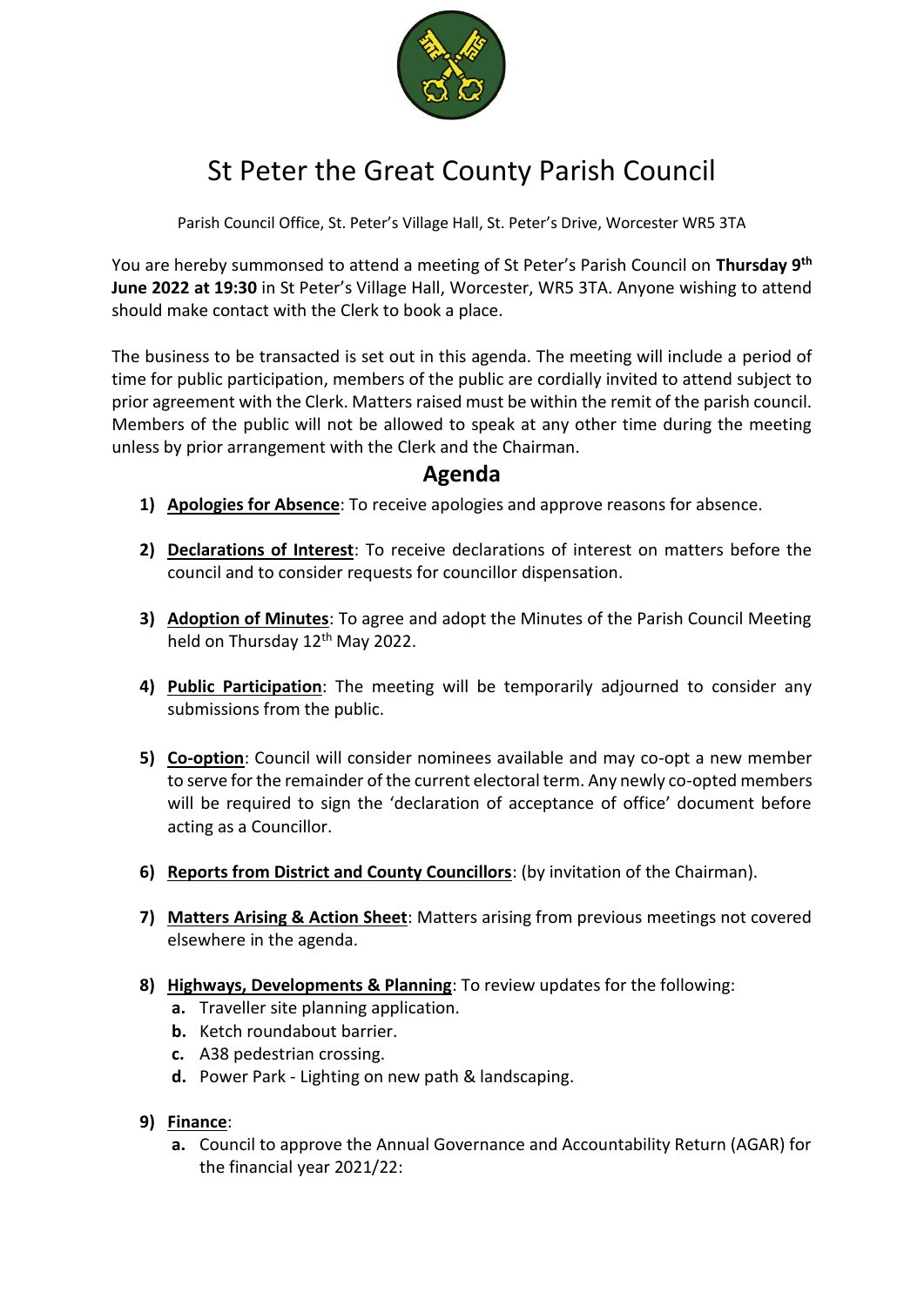# St Peter the Great County Parish Council

Parish Council Office, St. Peter's Village Hall, St. Peter's Drive, Worcester WR5 3TA

You are hereby summonsed to attend a meeting of St Peter's Parish Council on **Thursday 9th June 2022 at 19:30** in St Peter's Village Hall, Worcester, WR5 3TA. Anyone wishing to attend should make contact with the Clerk to book a place.

The business to be transacted is set out in this agenda. The meeting will include a period of time for public participation, members of the public are cordially invited to attend subject to prior agreement with the Clerk. Matters raised must be within the remit of the parish council. Members of the public will not be allowed to speak at any other time during the meeting unless by prior arrangement with the Clerk and the Chairman.

## Agenda

1) **Apologies for Absence**: To receive apologies and approve reasons for absence.

2) **Declarations of Interest**: To receive declarations of interest on matters before the council and to consider requests for councillor dispensation.

3) **Adoption of Minutes**: To agree and adopt the Minutes of the Parish Council Meeting held on Thursday 12th May 2022.

4) **Public Participation**: The meeting will be temporarily adjourned to consider any submissions from the public.

5) **Co-option**: Council will consider nominees available and may co-opt a new member to serve for the remainder of the current electoral term. Any newly co-opted members will be required to sign the 'declaration of acceptance of office' document before acting as a Councillor.

6) **Reports from District and County Councillors**: (by invitation of the Chairman).

7) **Matters Arising & Action Sheet**: Matters arising from previous meetings not covered elsewhere in the agenda.

8) **Highways, Developments & Planning**: To review updates for the following:
   a. Traveller site planning application.
   b. Ketch roundabout barrier.
   c. A38 pedestrian crossing.
   d. Power Park - Lighting on new path & landscaping.

9) **Finance**:
   a. Council to approve the Annual Governance and Accountability Return (AGAR) for the financial year 2021/22: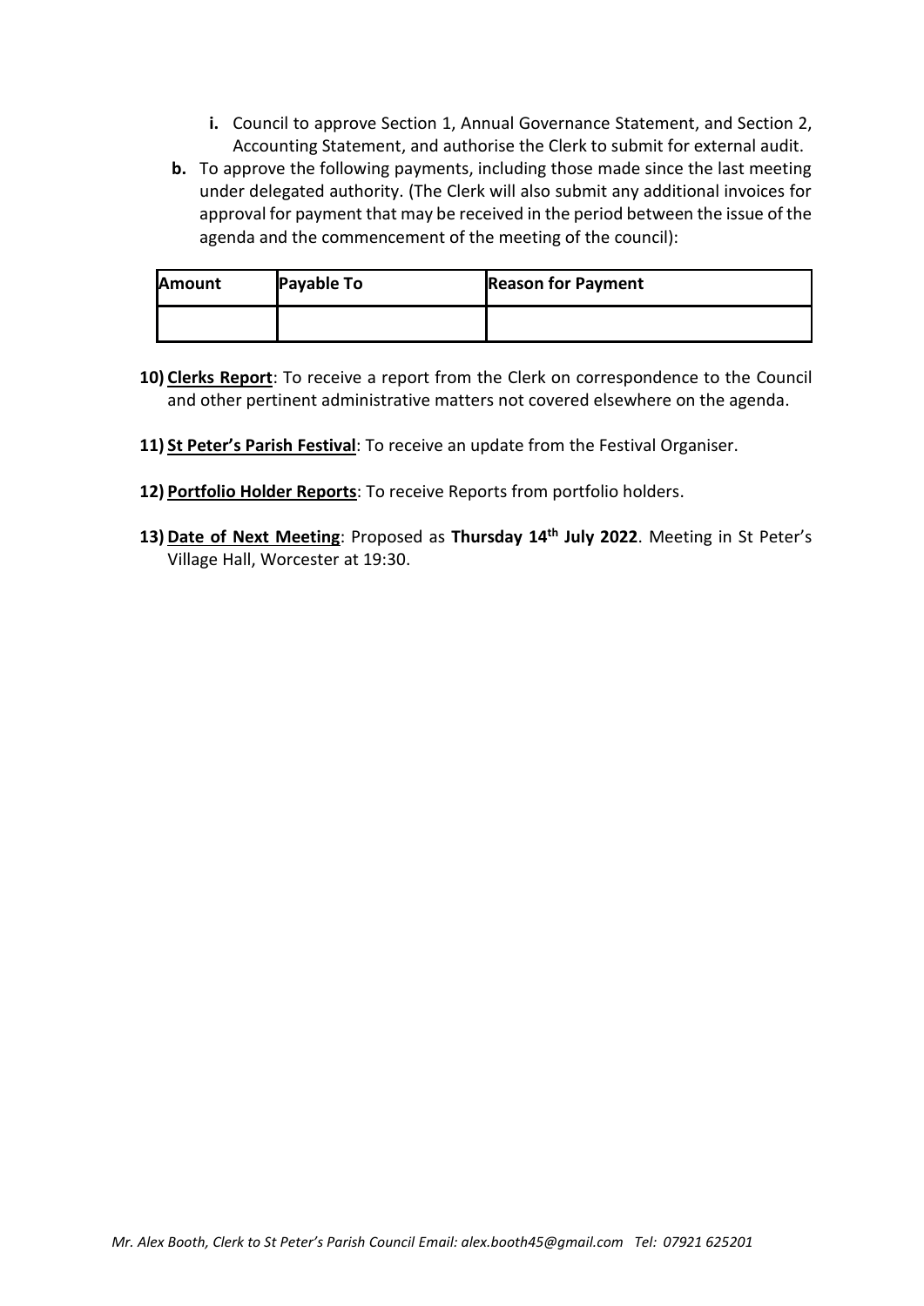- **i.** Council to approve Section 1, Annual Governance Statement, and Section 2, Accounting Statement, and authorise the Clerk to submit for external audit.

- **b.** To approve the following payments, including those made since the last meeting under delegated authority. (The Clerk will also submit any additional invoices for approval for payment that may be received in the period between the issue of the agenda and the commencement of the meeting of the council):

| Amount | Payable To | Reason for Payment |
|---|---|---|
| | | |

10) **Clerks Report**: To receive a report from the Clerk on correspondence to the Council and other pertinent administrative matters not covered elsewhere on the agenda.

11) **St Peter's Parish Festival**: To receive an update from the Festival Organiser.

12) **Portfolio Holder Reports**: To receive Reports from portfolio holders.

13) **Date of Next Meeting**: Proposed as **Thursday 14th July 2022**. Meeting in St Peter's Village Hall, Worcester at 19:30.

*Mr. Alex Booth, Clerk to St Peter's Parish Council Email: alex.booth45@gmail.com Tel: 07921 625201*